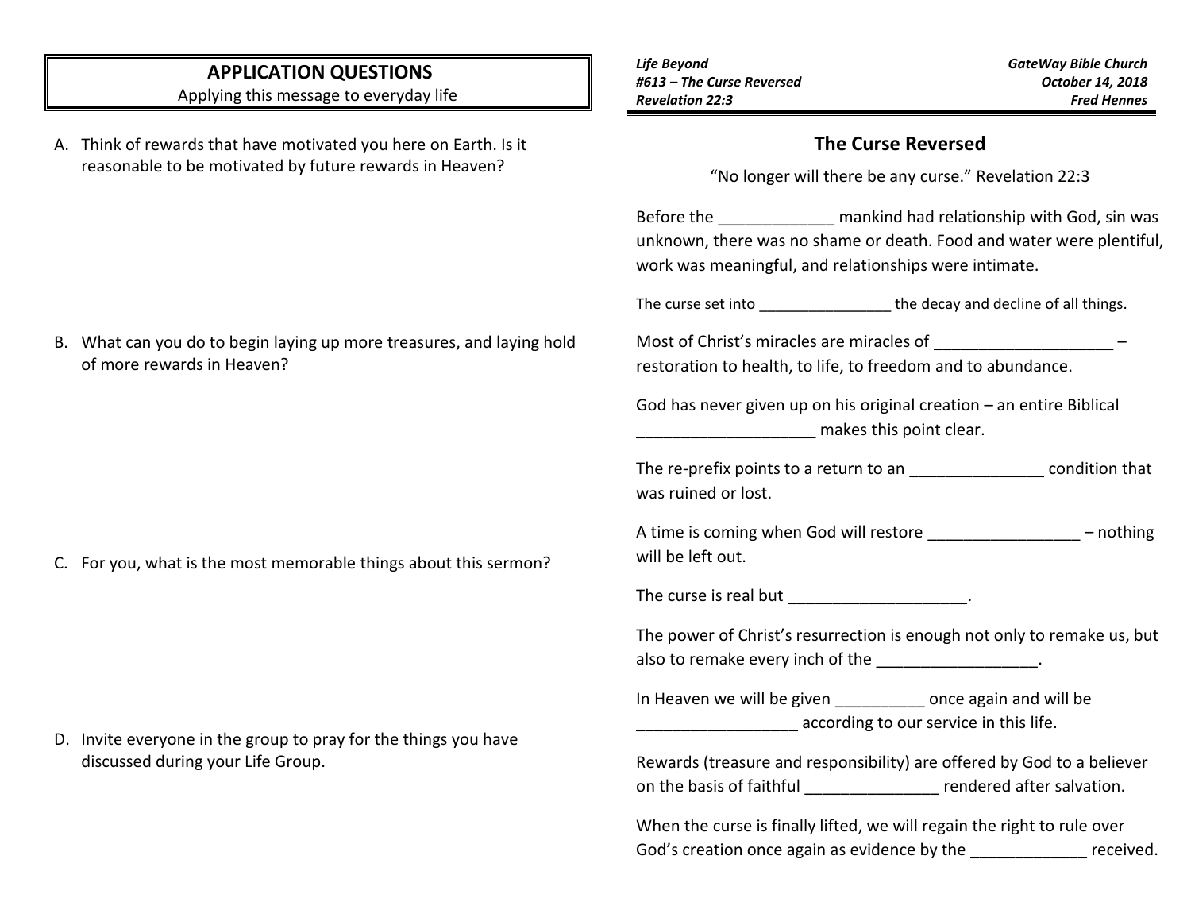## APPLICATION QUESTIONS

Applying this message to everyday life

A. Think of rewards that have motivated you here on Earth. Is it reasonable to be motivated by future rewards in Heaven?

B. What can you do to begin laying up more treasures, and laying hold of more rewards in Heaven?

C. For you, what is the most memorable things about this sermon?

D. Invite everyone in the group to pray for the things you have discussed during your Life Group.

***Life Beyond***
***#613 – The Curse Reversed***
***Revelation 22:3***

***GateWay Bible Church***
***October 14, 2018***
***Fred Hennes***

## The Curse Reversed

"No longer will there be any curse." Revelation 22:3

Before the _____________ mankind had relationship with God, sin was unknown, there was no shame or death. Food and water were plentiful, work was meaningful, and relationships were intimate.

The curse set into ________________ the decay and decline of all things.

Most of Christ's miracles are miracles of ____________________ – restoration to health, to life, to freedom and to abundance.

God has never given up on his original creation – an entire Biblical ____________________ makes this point clear.

The re-prefix points to a return to an _______________ condition that was ruined or lost.

A time is coming when God will restore _________________ – nothing will be left out.

The curse is real but ____________________.

The power of Christ's resurrection is enough not only to remake us, but also to remake every inch of the __________________.

In Heaven we will be given __________ once again and will be __________________ according to our service in this life.

Rewards (treasure and responsibility) are offered by God to a believer on the basis of faithful _______________ rendered after salvation.

When the curse is finally lifted, we will regain the right to rule over God's creation once again as evidence by the _____________ received.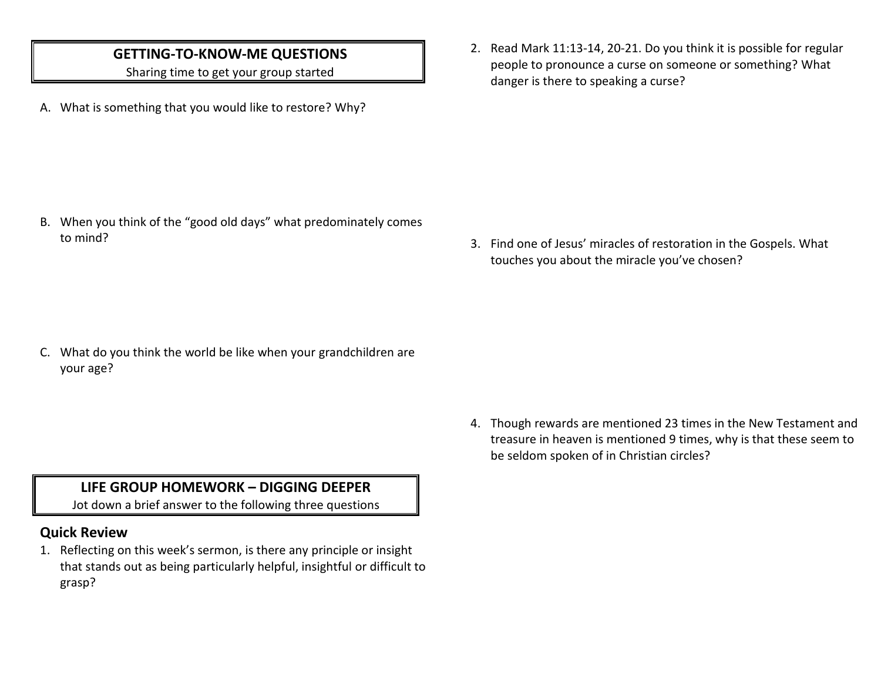## GETTING-TO-KNOW-ME QUESTIONS

Sharing time to get your group started

A. What is something that you would like to restore? Why?

B. When you think of the "good old days" what predominately comes to mind?

C. What do you think the world be like when your grandchildren are your age?

## LIFE GROUP HOMEWORK – DIGGING DEEPER

Jot down a brief answer to the following three questions

### Quick Review

1. Reflecting on this week's sermon, is there any principle or insight that stands out as being particularly helpful, insightful or difficult to grasp?

2. Read Mark 11:13-14, 20-21. Do you think it is possible for regular people to pronounce a curse on someone or something? What danger is there to speaking a curse?

3. Find one of Jesus' miracles of restoration in the Gospels. What touches you about the miracle you've chosen?

4. Though rewards are mentioned 23 times in the New Testament and treasure in heaven is mentioned 9 times, why is that these seem to be seldom spoken of in Christian circles?